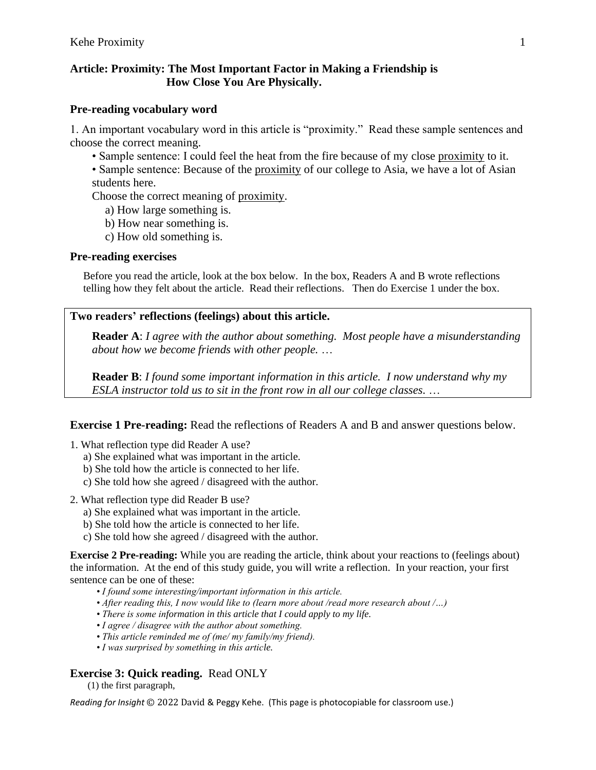**Article: Proximity: The Most Important Factor in Making a Friendship is How Close You Are Physically.**

**Pre-reading vocabulary word**

1. An important vocabulary word in this article is "proximity." Read these sample sentences and choose the correct meaning.

- Sample sentence: I could feel the heat from the fire because of my close <u>proximity</u> to it.
- Sample sentence: Because of the <u>proximity</u> of our college to Asia, we have a lot of Asian students here.

Choose the correct meaning of <u>proximity</u>.

a) How large something is.
b) How near something is.
c) How old something is.

**Pre-reading exercises**

Before you read the article, look at the box below. In the box, Readers A and B wrote reflections telling how they felt about the article. Read their reflections. Then do Exercise 1 under the box.

**Two readers' reflections (feelings) about this article.**

**Reader A**: *I agree with the author about something. Most people have a misunderstanding about how we become friends with other people. …*

**Reader B**: *I found some important information in this article. I now understand why my ESLA instructor told us to sit in the front row in all our college classes. …*

**Exercise 1 Pre-reading:** Read the reflections of Readers A and B and answer questions below.

1. What reflection type did Reader A use?
   a) She explained what was important in the article.
   b) She told how the article is connected to her life.
   c) She told how she agreed / disagreed with the author.

2. What reflection type did Reader B use?
   a) She explained what was important in the article.
   b) She told how the article is connected to her life.
   c) She told how she agreed / disagreed with the author.

**Exercise 2 Pre-reading:** While you are reading the article, think about your reactions to (feelings about) the information. At the end of this study guide, you will write a reflection. In your reaction, your first sentence can be one of these:

- *I found some interesting/important information in this article.*
- *After reading this, I now would like to (learn more about /read more research about /…)*
- *There is some information in this article that I could apply to my life.*
- *I agree / disagree with the author about something.*
- *This article reminded me of (me/ my family/my friend).*
- *I was surprised by something in this article.*

**Exercise 3: Quick reading.** Read ONLY

(1) the first paragraph,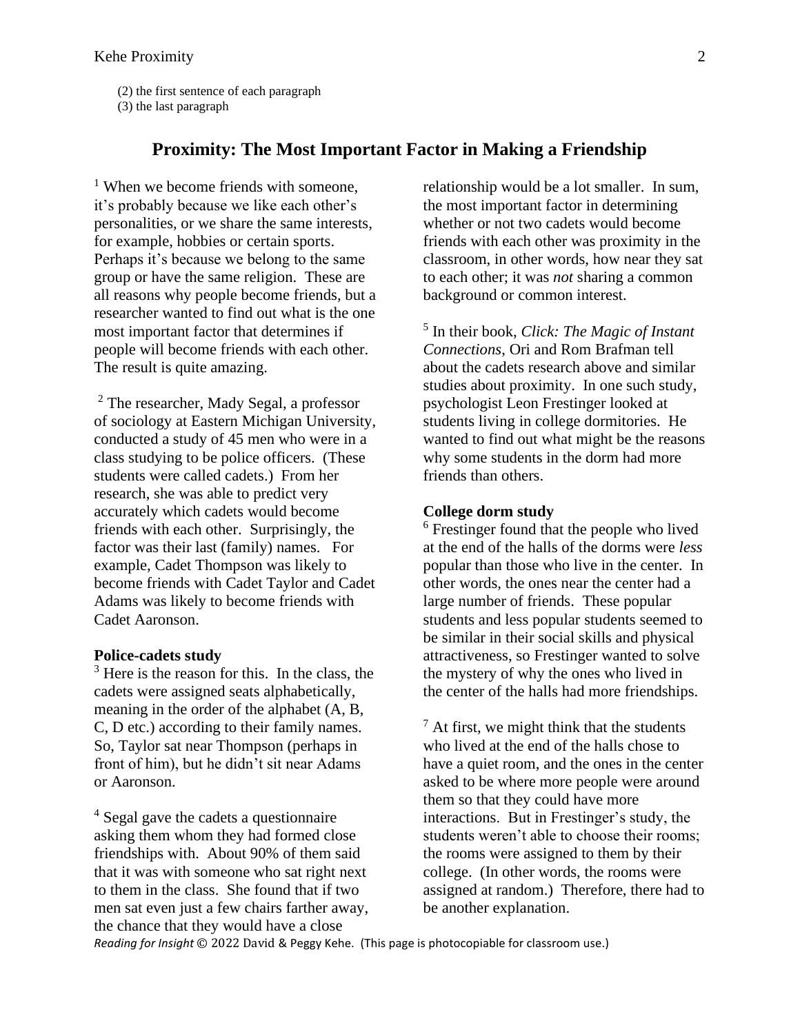(2) the first sentence of each paragraph
(3) the last paragraph

## Proximity: The Most Important Factor in Making a Friendship

[1] When we become friends with someone, it's probably because we like each other's personalities, or we share the same interests, for example, hobbies or certain sports. Perhaps it's because we belong to the same group or have the same religion. These are all reasons why people become friends, but a researcher wanted to find out what is the one most important factor that determines if people will become friends with each other. The result is quite amazing.

[2] The researcher, Mady Segal, a professor of sociology at Eastern Michigan University, conducted a study of 45 men who were in a class studying to be police officers. (These students were called cadets.) From her research, she was able to predict very accurately which cadets would become friends with each other. Surprisingly, the factor was their last (family) names. For example, Cadet Thompson was likely to become friends with Cadet Taylor and Cadet Adams was likely to become friends with Cadet Aaronson.

**Police-cadets study**

[3] Here is the reason for this. In the class, the cadets were assigned seats alphabetically, meaning in the order of the alphabet (A, B, C, D etc.) according to their family names. So, Taylor sat near Thompson (perhaps in front of him), but he didn't sit near Adams or Aaronson.

[4] Segal gave the cadets a questionnaire asking them whom they had formed close friendships with. About 90% of them said that it was with someone who sat right next to them in the class. She found that if two men sat even just a few chairs farther away, the chance that they would have a close relationship would be a lot smaller. In sum, the most important factor in determining whether or not two cadets would become friends with each other was proximity in the classroom, in other words, how near they sat to each other; it was *not* sharing a common background or common interest.

[5] In their book, *Click: The Magic of Instant Connections*, Ori and Rom Brafman tell about the cadets research above and similar studies about proximity. In one such study, psychologist Leon Frestinger looked at students living in college dormitories. He wanted to find out what might be the reasons why some students in the dorm had more friends than others.

**College dorm study**

[6] Frestinger found that the people who lived at the end of the halls of the dorms were *less* popular than those who live in the center. In other words, the ones near the center had a large number of friends. These popular students and less popular students seemed to be similar in their social skills and physical attractiveness, so Frestinger wanted to solve the mystery of why the ones who lived in the center of the halls had more friendships.

[7] At first, we might think that the students who lived at the end of the halls chose to have a quiet room, and the ones in the center asked to be where more people were around them so that they could have more interactions. But in Frestinger's study, the students weren't able to choose their rooms; the rooms were assigned to them by their college. (In other words, the rooms were assigned at random.) Therefore, there had to be another explanation.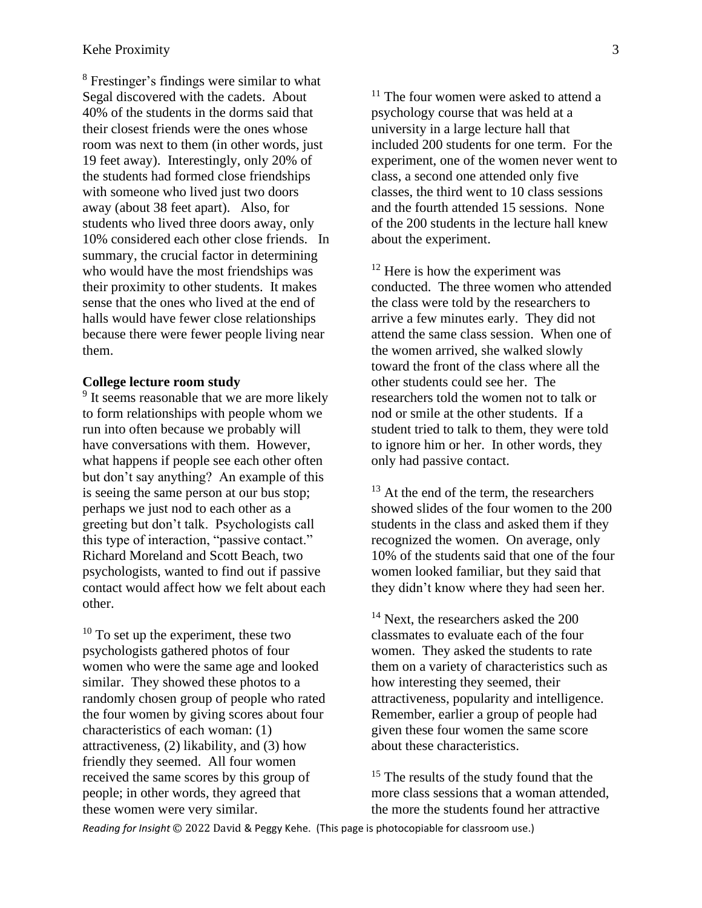[8] Frestinger's findings were similar to what Segal discovered with the cadets. About 40% of the students in the dorms said that their closest friends were the ones whose room was next to them (in other words, just 19 feet away). Interestingly, only 20% of the students had formed close friendships with someone who lived just two doors away (about 38 feet apart). Also, for students who lived three doors away, only 10% considered each other close friends. In summary, the crucial factor in determining who would have the most friendships was their proximity to other students. It makes sense that the ones who lived at the end of halls would have fewer close relationships because there were fewer people living near them.

**College lecture room study**

[9] It seems reasonable that we are more likely to form relationships with people whom we run into often because we probably will have conversations with them. However, what happens if people see each other often but don't say anything? An example of this is seeing the same person at our bus stop; perhaps we just nod to each other as a greeting but don't talk. Psychologists call this type of interaction, "passive contact." Richard Moreland and Scott Beach, two psychologists, wanted to find out if passive contact would affect how we felt about each other.

[10] To set up the experiment, these two psychologists gathered photos of four women who were the same age and looked similar. They showed these photos to a randomly chosen group of people who rated the four women by giving scores about four characteristics of each woman: (1) attractiveness, (2) likability, and (3) how friendly they seemed. All four women received the same scores by this group of people; in other words, they agreed that these women were very similar.

[11] The four women were asked to attend a psychology course that was held at a university in a large lecture hall that included 200 students for one term. For the experiment, one of the women never went to class, a second one attended only five classes, the third went to 10 class sessions and the fourth attended 15 sessions. None of the 200 students in the lecture hall knew about the experiment.

[12] Here is how the experiment was conducted. The three women who attended the class were told by the researchers to arrive a few minutes early. They did not attend the same class session. When one of the women arrived, she walked slowly toward the front of the class where all the other students could see her. The researchers told the women not to talk or nod or smile at the other students. If a student tried to talk to them, they were told to ignore him or her. In other words, they only had passive contact.

[13] At the end of the term, the researchers showed slides of the four women to the 200 students in the class and asked them if they recognized the women. On average, only 10% of the students said that one of the four women looked familiar, but they said that they didn't know where they had seen her.

[14] Next, the researchers asked the 200 classmates to evaluate each of the four women. They asked the students to rate them on a variety of characteristics such as how interesting they seemed, their attractiveness, popularity and intelligence. Remember, earlier a group of people had given these four women the same score about these characteristics.

[15] The results of the study found that the more class sessions that a woman attended, the more the students found her attractive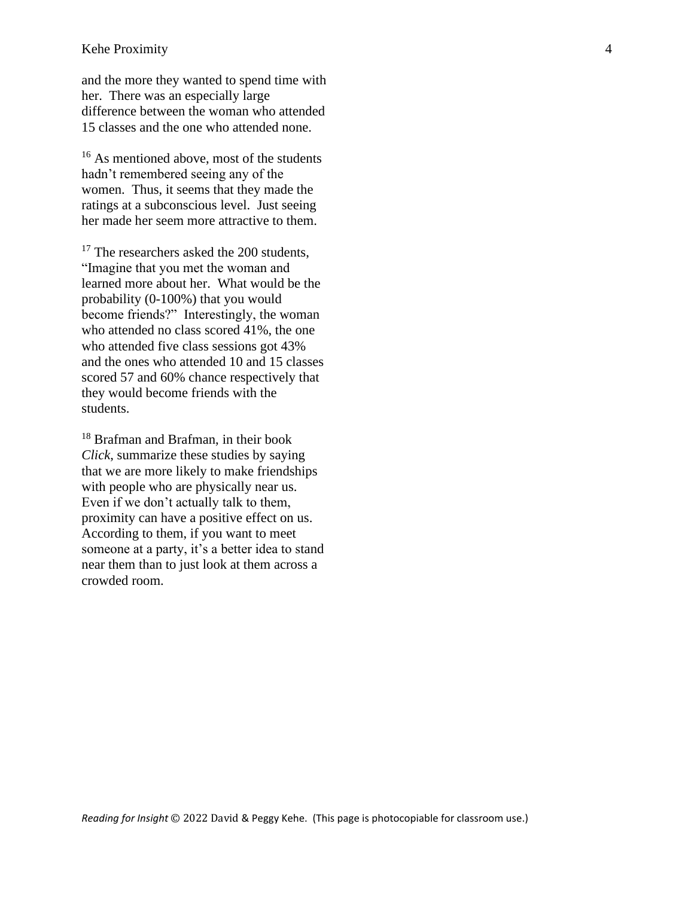and the more they wanted to spend time with her. There was an especially large difference between the woman who attended 15 classes and the one who attended none.

[16] As mentioned above, most of the students hadn't remembered seeing any of the women. Thus, it seems that they made the ratings at a subconscious level. Just seeing her made her seem more attractive to them.

[17] The researchers asked the 200 students, "Imagine that you met the woman and learned more about her. What would be the probability (0-100%) that you would become friends?" Interestingly, the woman who attended no class scored 41%, the one who attended five class sessions got 43% and the ones who attended 10 and 15 classes scored 57 and 60% chance respectively that they would become friends with the students.

[18] Brafman and Brafman, in their book *Click*, summarize these studies by saying that we are more likely to make friendships with people who are physically near us. Even if we don't actually talk to them, proximity can have a positive effect on us. According to them, if you want to meet someone at a party, it's a better idea to stand near them than to just look at them across a crowded room.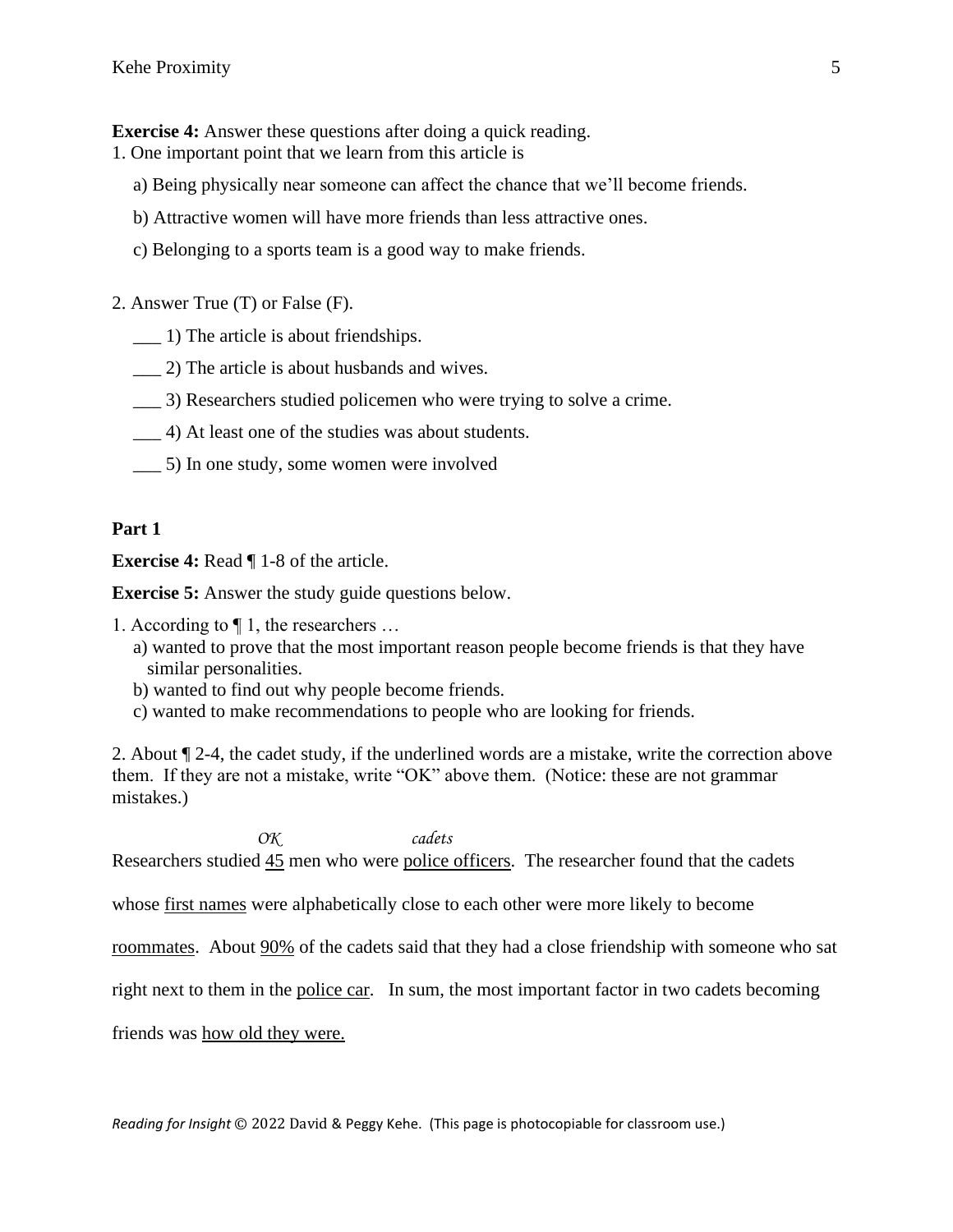**Exercise 4:** Answer these questions after doing a quick reading.

1. One important point that we learn from this article is

   a) Being physically near someone can affect the chance that we'll become friends.

   b) Attractive women will have more friends than less attractive ones.

   c) Belonging to a sports team is a good way to make friends.

2. Answer True (T) or False (F).

   ___ 1) The article is about friendships.

   ___ 2) The article is about husbands and wives.

   ___ 3) Researchers studied policemen who were trying to solve a crime.

   ___ 4) At least one of the studies was about students.

   ___ 5) In one study, some women were involved

## Part 1

**Exercise 4:** Read ¶ 1-8 of the article.

**Exercise 5:** Answer the study guide questions below.

1. According to ¶ 1, the researchers …
   a) wanted to prove that the most important reason people become friends is that they have similar personalities.
   b) wanted to find out why people become friends.
   c) wanted to make recommendations to people who are looking for friends.

2. About ¶ 2-4, the cadet study, if the underlined words are a mistake, write the correction above them. If they are not a mistake, write "OK" above them. (Notice: these are not grammar mistakes.)

Researchers studied <u>45</u> *(OK)* men who were <u>police officers</u> *(cadets)*. The researcher found that the cadets whose <u>first names</u> were alphabetically close to each other were more likely to become <u>roommates</u>. About <u>90%</u> of the cadets said that they had a close friendship with someone who sat right next to them in the <u>police car</u>. In sum, the most important factor in two cadets becoming friends was <u>how old they were.</u>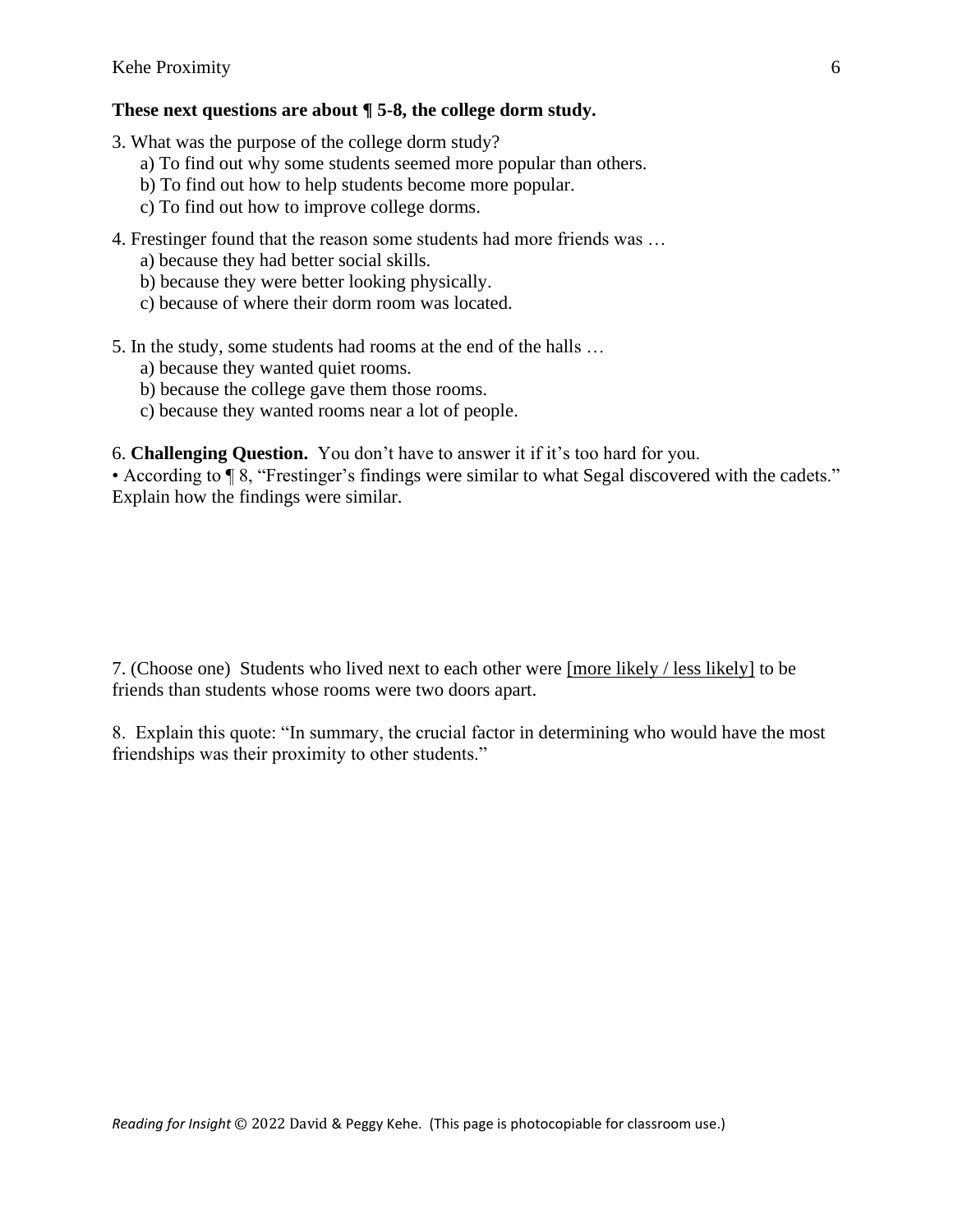**These next questions are about ¶ 5-8, the college dorm study.**

3. What was the purpose of the college dorm study?
   a) To find out why some students seemed more popular than others.
   b) To find out how to help students become more popular.
   c) To find out how to improve college dorms.

4. Frestinger found that the reason some students had more friends was …
   a) because they had better social skills.
   b) because they were better looking physically.
   c) because of where their dorm room was located.

5. In the study, some students had rooms at the end of the halls …
   a) because they wanted quiet rooms.
   b) because the college gave them those rooms.
   c) because they wanted rooms near a lot of people.

6. **Challenging Question.** You don't have to answer it if it's too hard for you.
• According to ¶ 8, "Frestinger's findings were similar to what Segal discovered with the cadets." Explain how the findings were similar.

7. (Choose one) Students who lived next to each other were <u>[more likely / less likely]</u> to be friends than students whose rooms were two doors apart.

8. Explain this quote: "In summary, the crucial factor in determining who would have the most friendships was their proximity to other students."

*Reading for Insight* © 2022 David & Peggy Kehe. (This page is photocopiable for classroom use.)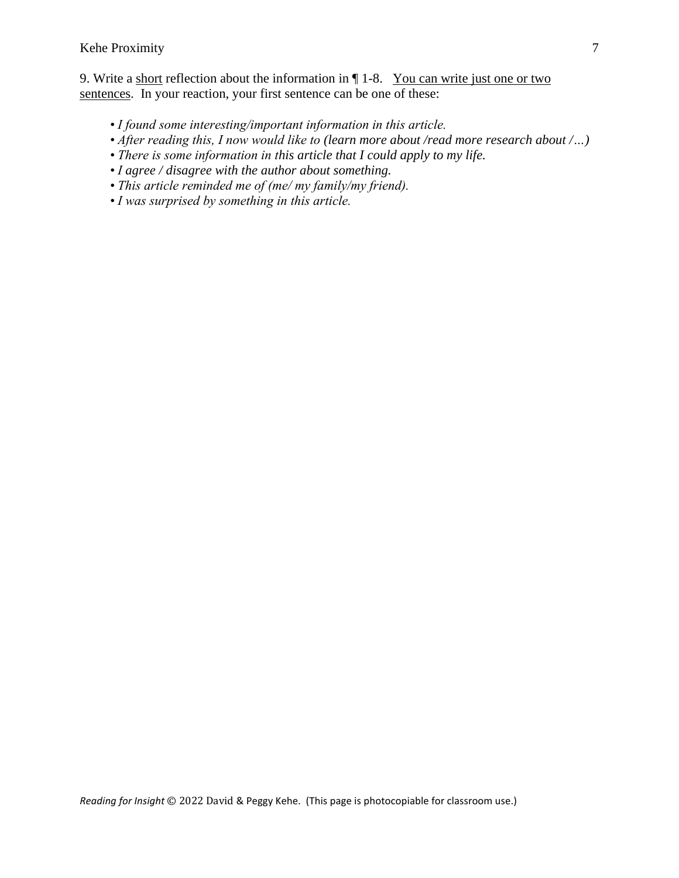9. Write a <u>short</u> reflection about the information in ¶ 1-8. <u>You can write just one or two sentences</u>. In your reaction, your first sentence can be one of these:

- *I found some interesting/important information in this article.*
- *After reading this, I now would like to (learn more about /read more research about /…)*
- *There is some information in this article that I could apply to my life.*
- *I agree / disagree with the author about something.*
- *This article reminded me of (me/ my family/my friend).*
- *I was surprised by something in this article.*

*Reading for Insight* © 2022 David & Peggy Kehe. (This page is photocopiable for classroom use.)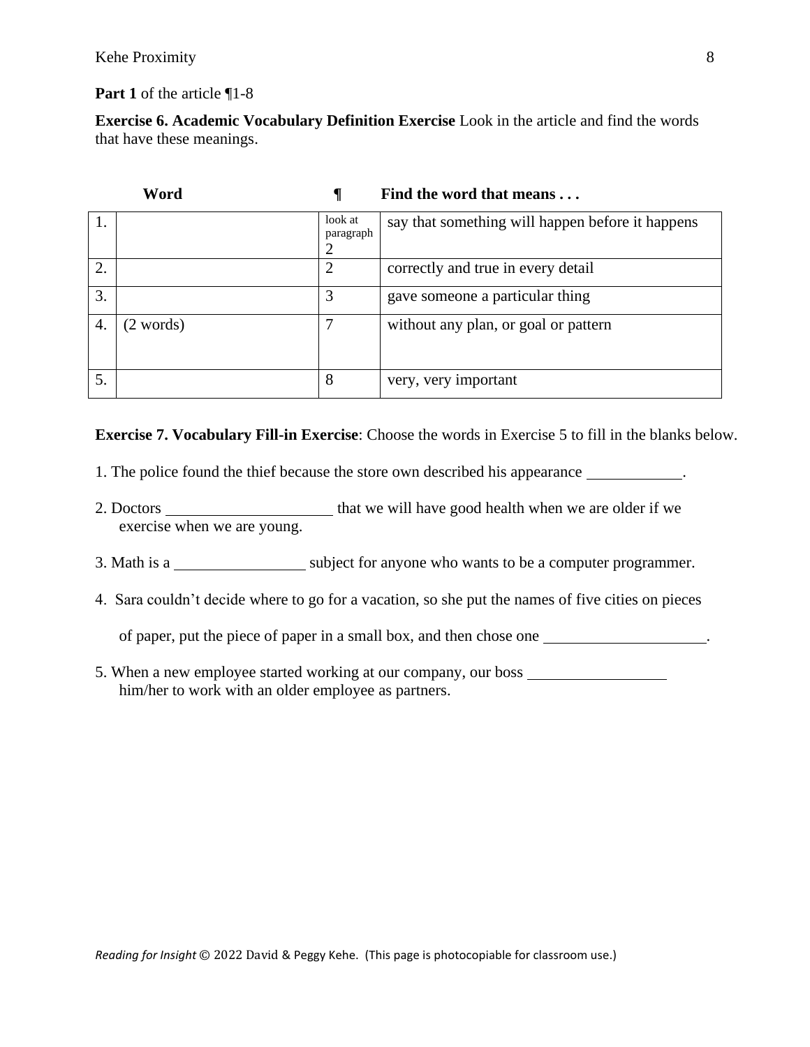**Part 1** of the article ¶1-8

**Exercise 6. Academic Vocabulary Definition Exercise** Look in the article and find the words that have these meanings.

| | Word | ¶ | Find the word that means . . . |
|---|---|---|---|
| 1. | | look at paragraph 2 | say that something will happen before it happens |
| 2. | | 2 | correctly and true in every detail |
| 3. | | 3 | gave someone a particular thing |
| 4. | (2 words) | 7 | without any plan, or goal or pattern |
| 5. | | 8 | very, very important |

**Exercise 7. Vocabulary Fill-in Exercise**: Choose the words in Exercise 5 to fill in the blanks below.

1. The police found the thief because the store own described his appearance ____________.

2. Doctors ____________________ that we will have good health when we are older if we exercise when we are young.

3. Math is a ________________ subject for anyone who wants to be a computer programmer.

4. Sara couldn't decide where to go for a vacation, so she put the names of five cities on pieces of paper, put the piece of paper in a small box, and then chose one ____________________.

5. When a new employee started working at our company, our boss _________________ him/her to work with an older employee as partners.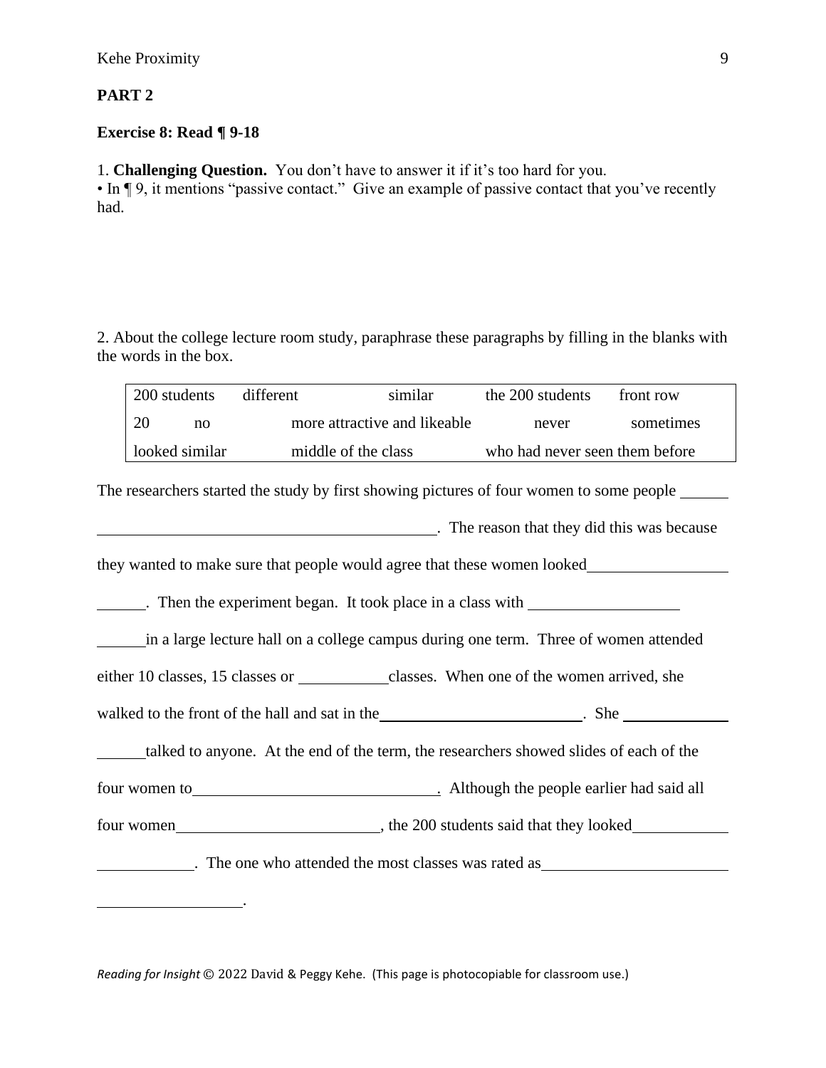## PART 2

**Exercise 8: Read ¶ 9-18**

1. **Challenging Question.** You don't have to answer it if it's too hard for you.
• In ¶ 9, it mentions "passive contact." Give an example of passive contact that you've recently had.

2. About the college lecture room study, paraphrase these paragraphs by filling in the blanks with the words in the box.

| 200 students | different | similar | the 200 students | front row |
|---|---|---|---|---|
| 20 no | more attractive and likeable | | never | sometimes |
| looked similar | middle of the class | | who had never seen them before | |

The researchers started the study by first showing pictures of four women to some people ______ ____________________________________________. The reason that they did this was because they wanted to make sure that people would agree that these women looked__________________ ______. Then the experiment began. It took place in a class with ___________________ ______in a large lecture hall on a college campus during one term. Three of women attended either 10 classes, 15 classes or ___________classes. When one of the women arrived, she walked to the front of the hall and sat in the__________________________. She _____________ ______talked to anyone. At the end of the term, the researchers showed slides of each of the four women to______________________________. Although the people earlier had said all four women_________________________, the 200 students said that they looked___________ ____________. The one who attended the most classes was rated as_______________________ __________________.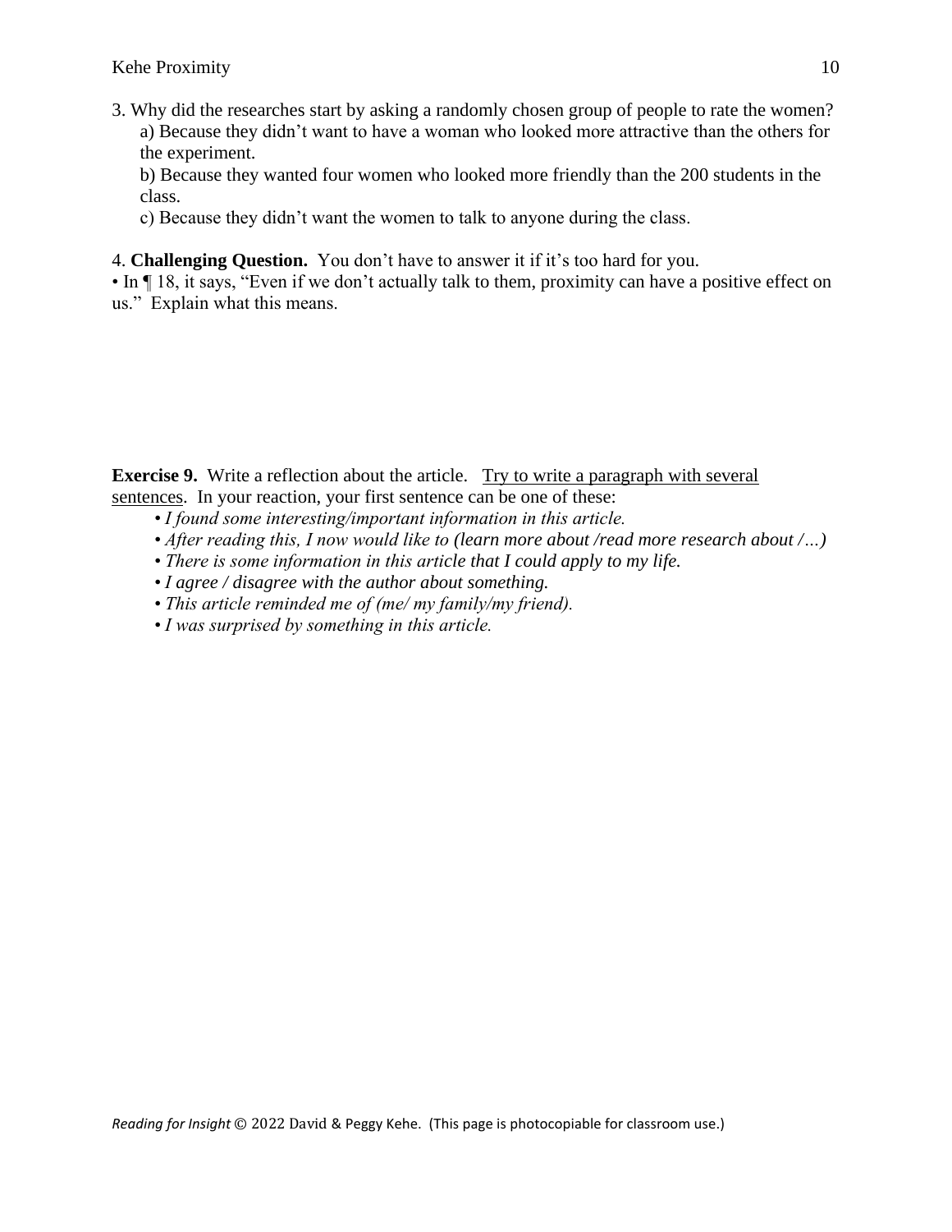3. Why did the researches start by asking a randomly chosen group of people to rate the women?

   a) Because they didn't want to have a woman who looked more attractive than the others for the experiment.

   b) Because they wanted four women who looked more friendly than the 200 students in the class.

   c) Because they didn't want the women to talk to anyone during the class.

4. **Challenging Question.** You don't have to answer it if it's too hard for you.

• In ¶ 18, it says, "Even if we don't actually talk to them, proximity can have a positive effect on us." Explain what this means.

**Exercise 9.** Write a reflection about the article. <u>Try to write a paragraph with several sentences</u>. In your reaction, your first sentence can be one of these:

- *I found some interesting/important information in this article.*
- *After reading this, I now would like to (learn more about /read more research about /…)*
- *There is some information in this article that I could apply to my life.*
- *I agree / disagree with the author about something.*
- *This article reminded me of (me/ my family/my friend).*
- *I was surprised by something in this article.*

*Reading for Insight* © 2022 David & Peggy Kehe. (This page is photocopiable for classroom use.)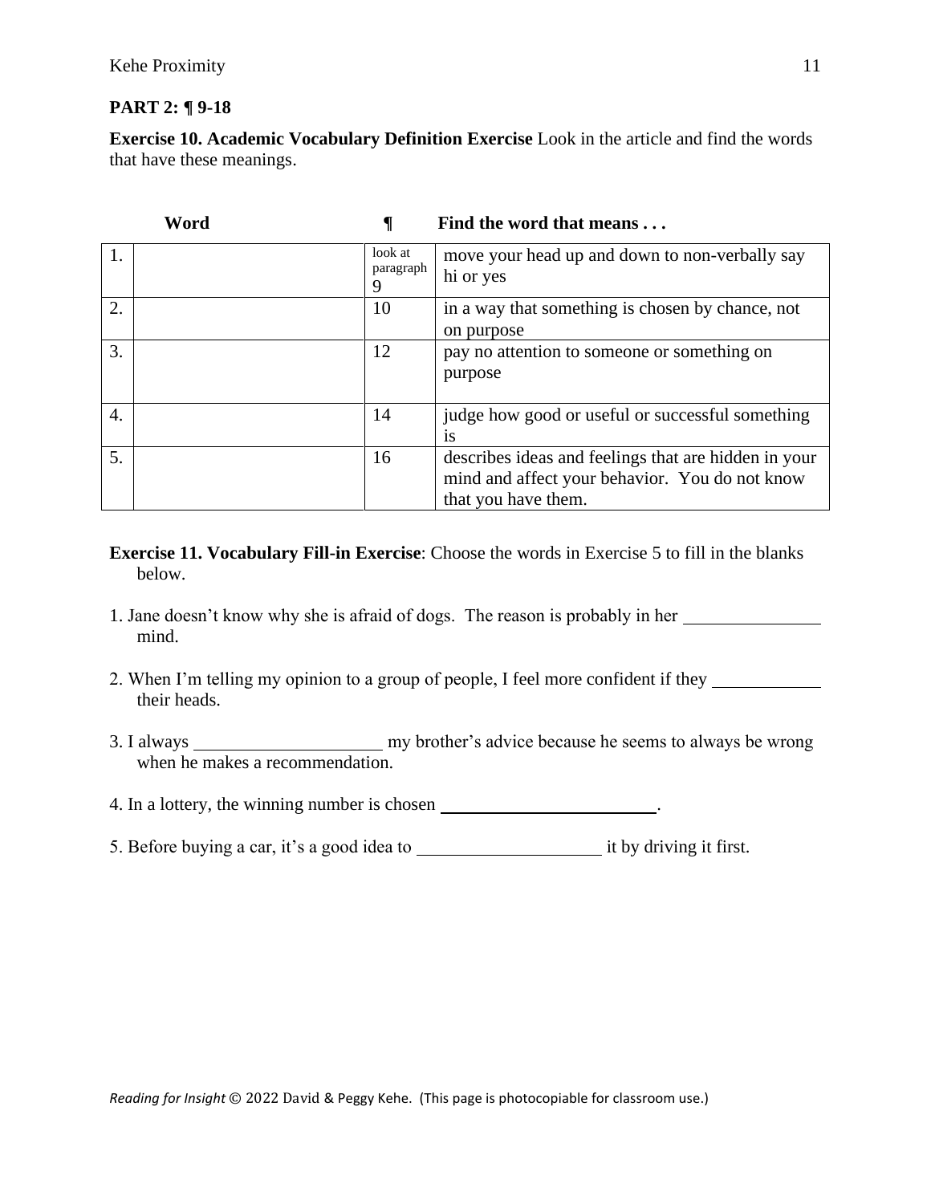**PART 2: ¶ 9-18**

**Exercise 10. Academic Vocabulary Definition Exercise** Look in the article and find the words that have these meanings.

| | Word | ¶ | Find the word that means . . . |
|---|---|---|---|
| 1. | | look at paragraph 9 | move your head up and down to non-verbally say hi or yes |
| 2. | | 10 | in a way that something is chosen by chance, not on purpose |
| 3. | | 12 | pay no attention to someone or something on purpose |
| 4. | | 14 | judge how good or useful or successful something is |
| 5. | | 16 | describes ideas and feelings that are hidden in your mind and affect your behavior. You do not know that you have them. |

**Exercise 11. Vocabulary Fill-in Exercise**: Choose the words in Exercise 5 to fill in the blanks below.

1. Jane doesn't know why she is afraid of dogs. The reason is probably in her _______________ mind.

2. When I'm telling my opinion to a group of people, I feel more confident if they ____________ their heads.

3. I always _____________________ my brother's advice because he seems to always be wrong when he makes a recommendation.

4. In a lottery, the winning number is chosen ________________________.

5. Before buying a car, it's a good idea to ____________________ it by driving it first.

*Reading for Insight* © 2022 David & Peggy Kehe. (This page is photocopiable for classroom use.)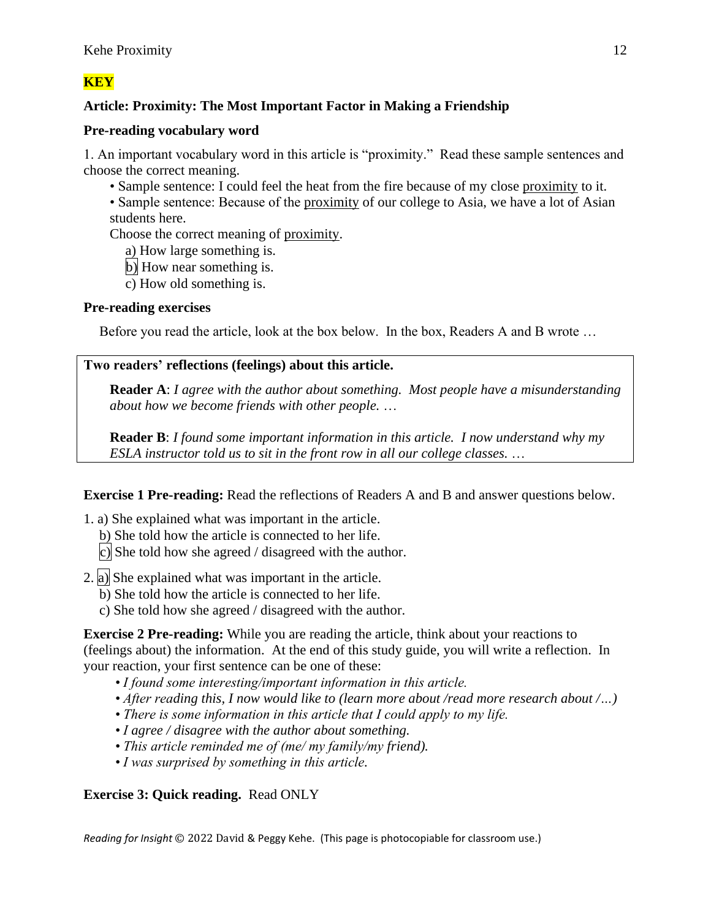**KEY**

**Article: Proximity: The Most Important Factor in Making a Friendship**

**Pre-reading vocabulary word**

1. An important vocabulary word in this article is "proximity." Read these sample sentences and choose the correct meaning.

- Sample sentence: I could feel the heat from the fire because of my close proximity to it.
- Sample sentence: Because of the proximity of our college to Asia, we have a lot of Asian students here.

Choose the correct meaning of proximity.

a) How large something is.
[b)] How near something is.
c) How old something is.

**Pre-reading exercises**

Before you read the article, look at the box below. In the box, Readers A and B wrote …

> **Two readers' reflections (feelings) about this article.**
>
> **Reader A**: *I agree with the author about something. Most people have a misunderstanding about how we become friends with other people. …*
>
> **Reader B**: *I found some important information in this article. I now understand why my ESLA instructor told us to sit in the front row in all our college classes. …*

**Exercise 1 Pre-reading:** Read the reflections of Readers A and B and answer questions below.

1. a) She explained what was important in the article.
   b) She told how the article is connected to her life.
   [c)] She told how she agreed / disagreed with the author.

2. [a)] She explained what was important in the article.
   b) She told how the article is connected to her life.
   c) She told how she agreed / disagreed with the author.

**Exercise 2 Pre-reading:** While you are reading the article, think about your reactions to (feelings about) the information. At the end of this study guide, you will write a reflection. In your reaction, your first sentence can be one of these:

- *I found some interesting/important information in this article.*
- *After reading this, I now would like to (learn more about /read more research about /…)*
- *There is some information in this article that I could apply to my life.*
- *I agree / disagree with the author about something.*
- *This article reminded me of (me/ my family/my friend).*
- *I was surprised by something in this article.*

**Exercise 3: Quick reading.** Read ONLY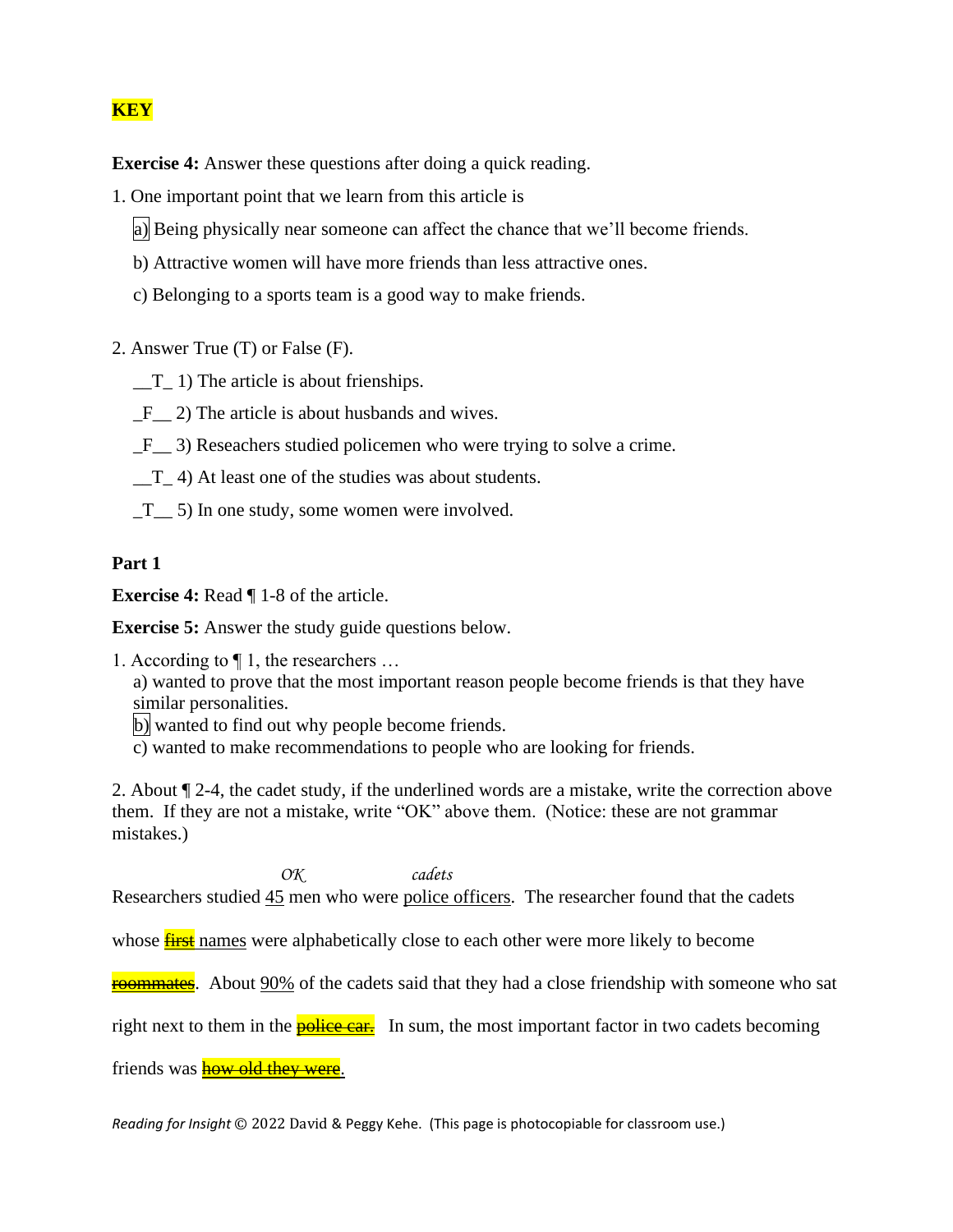**KEY**

**Exercise 4:** Answer these questions after doing a quick reading.

1. One important point that we learn from this article is

   [a)] Being physically near someone can affect the chance that we'll become friends.

   b) Attractive women will have more friends than less attractive ones.

   c) Belonging to a sports team is a good way to make friends.

2. Answer True (T) or False (F).

   __T_ 1) The article is about frienships.

   _F__ 2) The article is about husbands and wives.

   _F__ 3) Reseachers studied policemen who were trying to solve a crime.

   __T_ 4) At least one of the studies was about students.

   _T__ 5) In one study, some women were involved.

**Part 1**

**Exercise 4:** Read ¶ 1-8 of the article.

**Exercise 5:** Answer the study guide questions below.

1. According to ¶ 1, the researchers …
   a) wanted to prove that the most important reason people become friends is that they have similar personalities.
   [b)] wanted to find out why people become friends.
   c) wanted to make recommendations to people who are looking for friends.

2. About ¶ 2-4, the cadet study, if the underlined words are a mistake, write the correction above them. If they are not a mistake, write "OK" above them. (Notice: these are not grammar mistakes.)

Researchers studied <u>45</u> *(OK)* men who were <u>police officers</u> *(cadets)*. The researcher found that the cadets whose ~~first~~ <u>names</u> were alphabetically close to each other were more likely to become ~~roommates~~. About <u>90%</u> of the cadets said that they had a close friendship with someone who sat right next to them in the ~~police car.~~ In sum, the most important factor in two cadets becoming friends was ~~how old they were~~.

*Reading for Insight* © 2022 David & Peggy Kehe. (This page is photocopiable for classroom use.)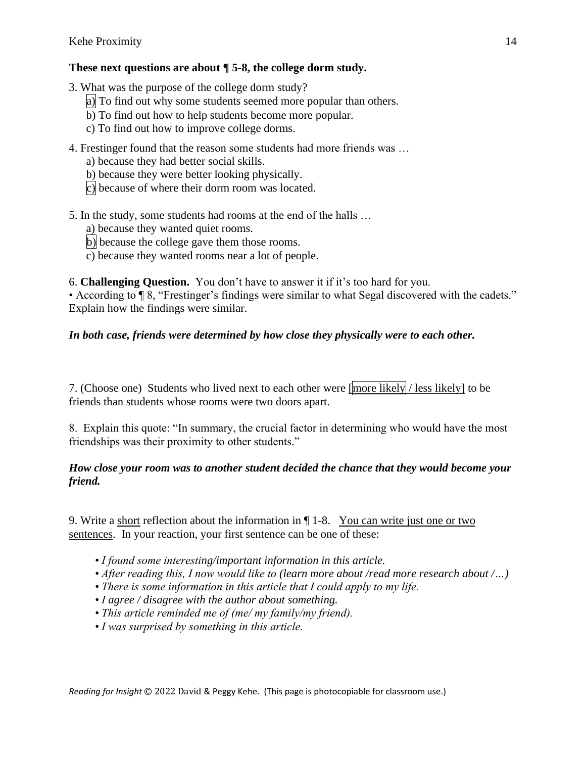**These next questions are about ¶ 5-8, the college dorm study.**

3. What was the purpose of the college dorm study?
   a) To find out why some students seemed more popular than others.
   b) To find out how to help students become more popular.
   c) To find out how to improve college dorms.

4. Frestinger found that the reason some students had more friends was …
   a) because they had better social skills.
   b) because they were better looking physically.
   c) because of where their dorm room was located.

5. In the study, some students had rooms at the end of the halls …
   a) because they wanted quiet rooms.
   b) because the college gave them those rooms.
   c) because they wanted rooms near a lot of people.

6. **Challenging Question.** You don't have to answer it if it's too hard for you.
• According to ¶ 8, "Frestinger's findings were similar to what Segal discovered with the cadets." Explain how the findings were similar.

***In both case, friends were determined by how close they physically were to each other.***

7. (Choose one) Students who lived next to each other were [more likely / less likely] to be friends than students whose rooms were two doors apart.

8. Explain this quote: "In summary, the crucial factor in determining who would have the most friendships was their proximity to other students."

***How close your room was to another student decided the chance that they would become your friend.***

9. Write a <u>short</u> reflection about the information in ¶ 1-8. <u>You can write just one or two sentences</u>. In your reaction, your first sentence can be one of these:

- *I found some interesting/important information in this article.*
- *After reading this, I now would like to* (learn more about /read more research about /…)
- *There is some information in this article that I could apply to my life.*
- *I agree / disagree with the author about something.*
- *This article reminded me of (me/ my family/my friend).*
- *I was surprised by something in this article.*

*Reading for Insight* © 2022 David & Peggy Kehe. (This page is photocopiable for classroom use.)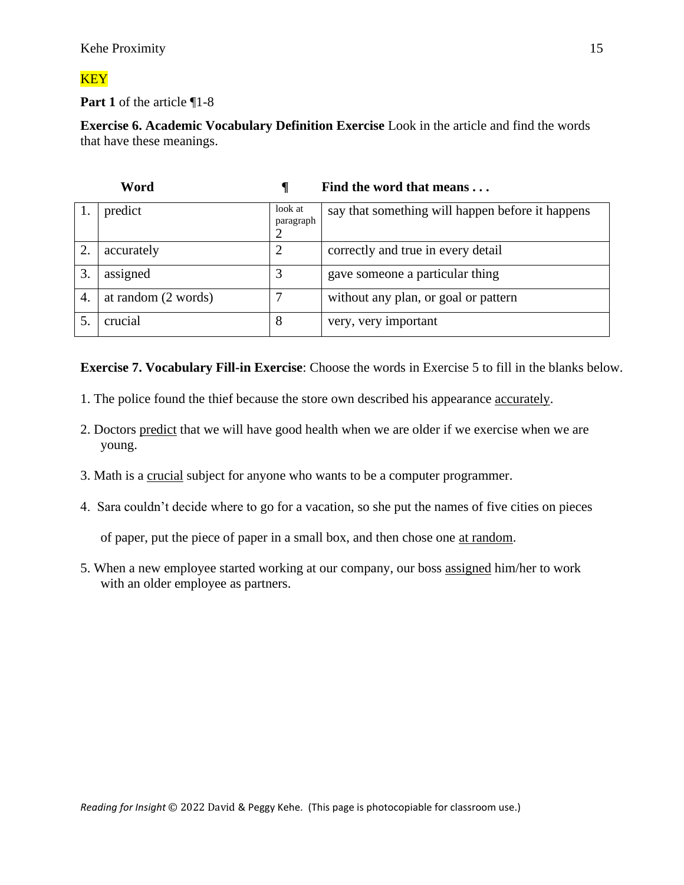KEY

**Part 1** of the article ¶1-8

**Exercise 6. Academic Vocabulary Definition Exercise** Look in the article and find the words that have these meanings.

| | Word | ¶ | Find the word that means . . . |
|---|---|---|---|
| 1. | predict | look at paragraph 2 | say that something will happen before it happens |
| 2. | accurately | 2 | correctly and true in every detail |
| 3. | assigned | 3 | gave someone a particular thing |
| 4. | at random (2 words) | 7 | without any plan, or goal or pattern |
| 5. | crucial | 8 | very, very important |

**Exercise 7. Vocabulary Fill-in Exercise**: Choose the words in Exercise 5 to fill in the blanks below.

1. The police found the thief because the store own described his appearance <u>accurately</u>.

2. Doctors <u>predict</u> that we will have good health when we are older if we exercise when we are young.

3. Math is a <u>crucial</u> subject for anyone who wants to be a computer programmer.

4. Sara couldn't decide where to go for a vacation, so she put the names of five cities on pieces of paper, put the piece of paper in a small box, and then chose one <u>at random</u>.

5. When a new employee started working at our company, our boss <u>assigned</u> him/her to work with an older employee as partners.

*Reading for Insight* © 2022 David & Peggy Kehe. (This page is photocopiable for classroom use.)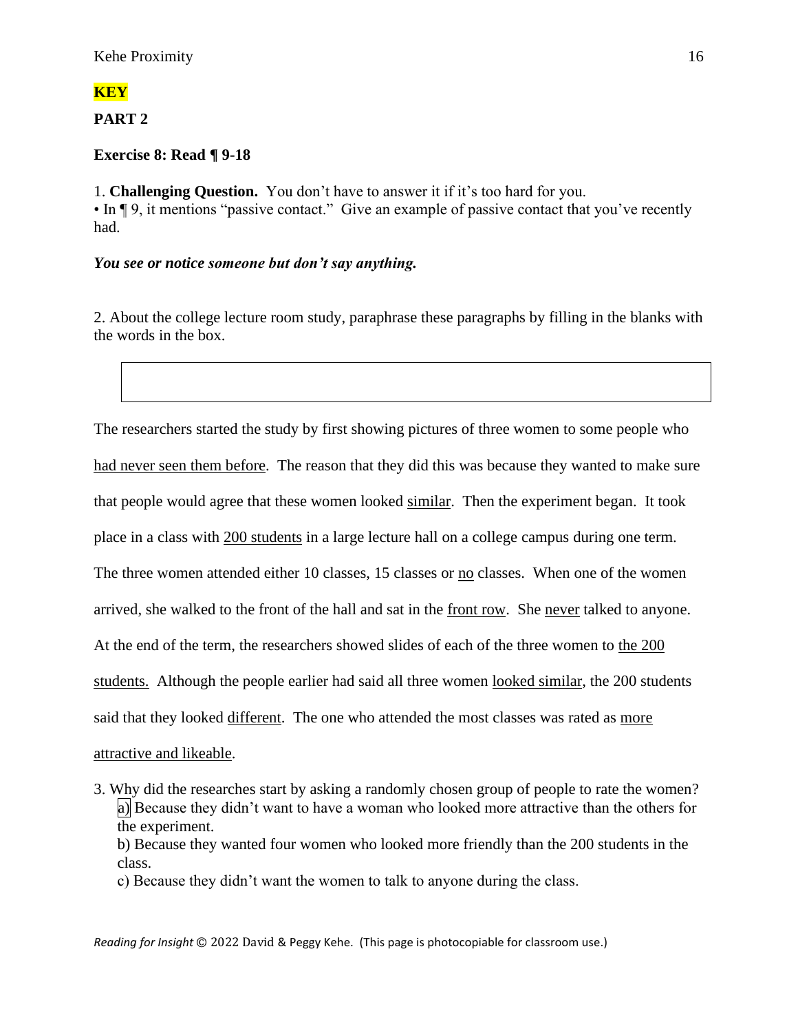**KEY**

**PART 2**

**Exercise 8: Read ¶ 9-18**

1. **Challenging Question.** You don't have to answer it if it's too hard for you.

• In ¶ 9, it mentions "passive contact." Give an example of passive contact that you've recently had.

***You see or notice someone but don't say anything.***

2. About the college lecture room study, paraphrase these paragraphs by filling in the blanks with the words in the box.

The researchers started the study by first showing pictures of three women to some people who <u>had never seen them before</u>. The reason that they did this was because they wanted to make sure that people would agree that these women looked <u>similar</u>. Then the experiment began. It took place in a class with <u>200 students</u> in a large lecture hall on a college campus during one term. The three women attended either 10 classes, 15 classes or <u>no</u> classes. When one of the women arrived, she walked to the front of the hall and sat in the <u>front row</u>. She <u>never</u> talked to anyone. At the end of the term, the researchers showed slides of each of the three women to <u>the 200 students.</u> Although the people earlier had said all three women <u>looked similar</u>, the 200 students said that they looked <u>different</u>. The one who attended the most classes was rated as <u>more attractive and likeable</u>.

3. Why did the researches start by asking a randomly chosen group of people to rate the women?
   a) Because they didn't want to have a woman who looked more attractive than the others for the experiment.
   b) Because they wanted four women who looked more friendly than the 200 students in the class.
   c) Because they didn't want the women to talk to anyone during the class.

*Reading for Insight* © 2022 David & Peggy Kehe. (This page is photocopiable for classroom use.)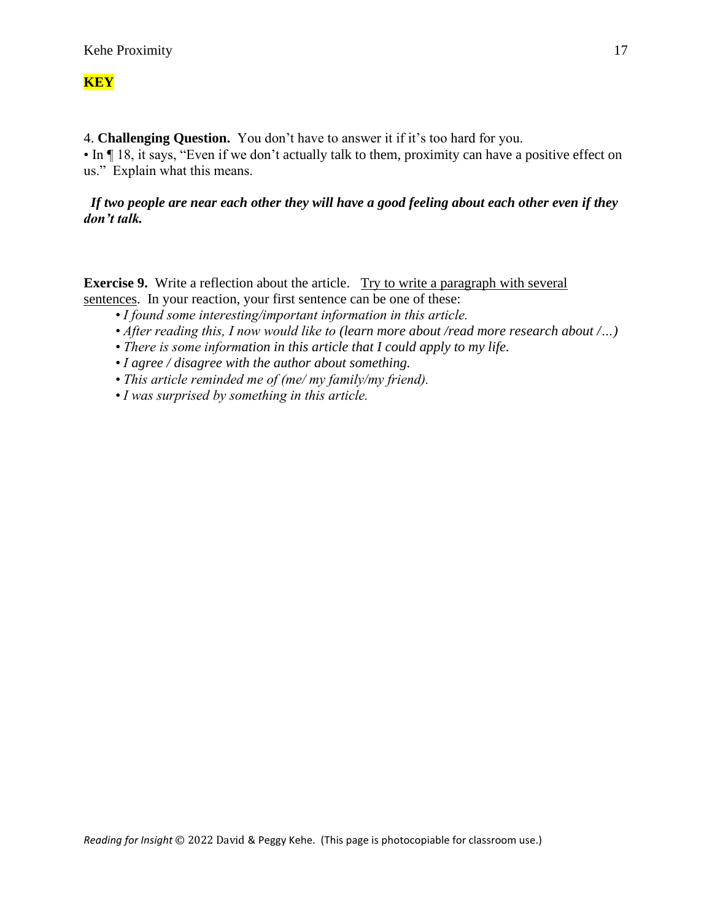**KEY**

4. **Challenging Question.** You don't have to answer it if it's too hard for you.

• In ¶ 18, it says, "Even if we don't actually talk to them, proximity can have a positive effect on us." Explain what this means.

***If two people are near each other they will have a good feeling about each other even if they don't talk.***

**Exercise 9.** Write a reflection about the article. <u>Try to write a paragraph with several sentences</u>. In your reaction, your first sentence can be one of these:

- *I found some interesting/important information in this article.*
- *After reading this, I now would like to (learn more about /read more research about /…)*
- *There is some information in this article that I could apply to my life.*
- *I agree / disagree with the author about something.*
- *This article reminded me of (me/ my family/my friend).*
- *I was surprised by something in this article.*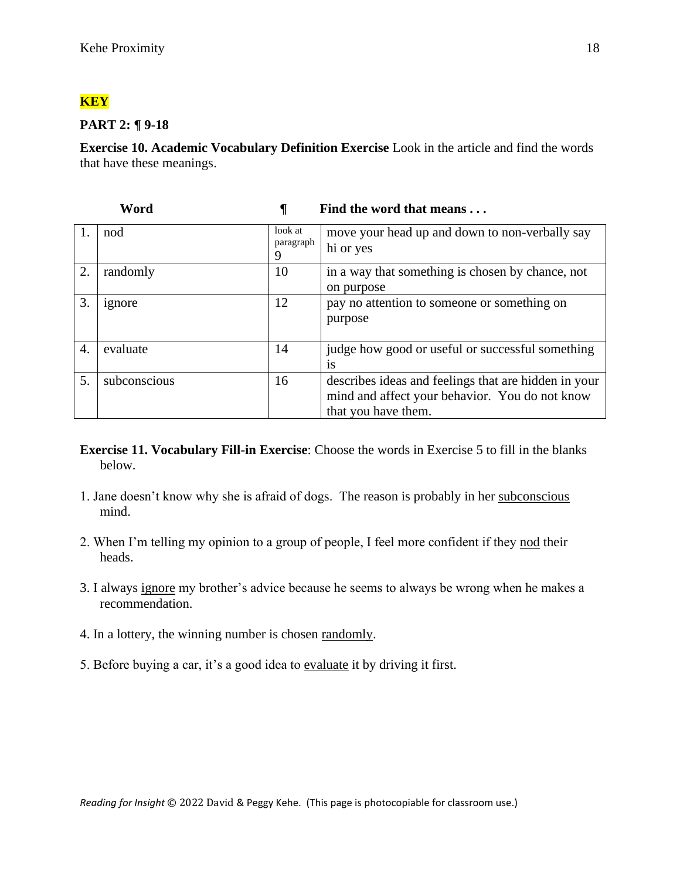**KEY**

**PART 2: ¶ 9-18**

**Exercise 10. Academic Vocabulary Definition Exercise** Look in the article and find the words that have these meanings.

| | Word | ¶ | Find the word that means . . . |
|---|---|---|---|
| 1. | nod | look at paragraph 9 | move your head up and down to non-verbally say hi or yes |
| 2. | randomly | 10 | in a way that something is chosen by chance, not on purpose |
| 3. | ignore | 12 | pay no attention to someone or something on purpose |
| 4. | evaluate | 14 | judge how good or useful or successful something is |
| 5. | subconscious | 16 | describes ideas and feelings that are hidden in your mind and affect your behavior. You do not know that you have them. |

**Exercise 11. Vocabulary Fill-in Exercise**: Choose the words in Exercise 5 to fill in the blanks below.

1. Jane doesn't know why she is afraid of dogs. The reason is probably in her <u>subconscious</u> mind.

2. When I'm telling my opinion to a group of people, I feel more confident if they <u>nod</u> their heads.

3. I always <u>ignore</u> my brother's advice because he seems to always be wrong when he makes a recommendation.

4. In a lottery, the winning number is chosen <u>randomly</u>.

5. Before buying a car, it's a good idea to <u>evaluate</u> it by driving it first.

*Reading for Insight* © 2022 David & Peggy Kehe. (This page is photocopiable for classroom use.)